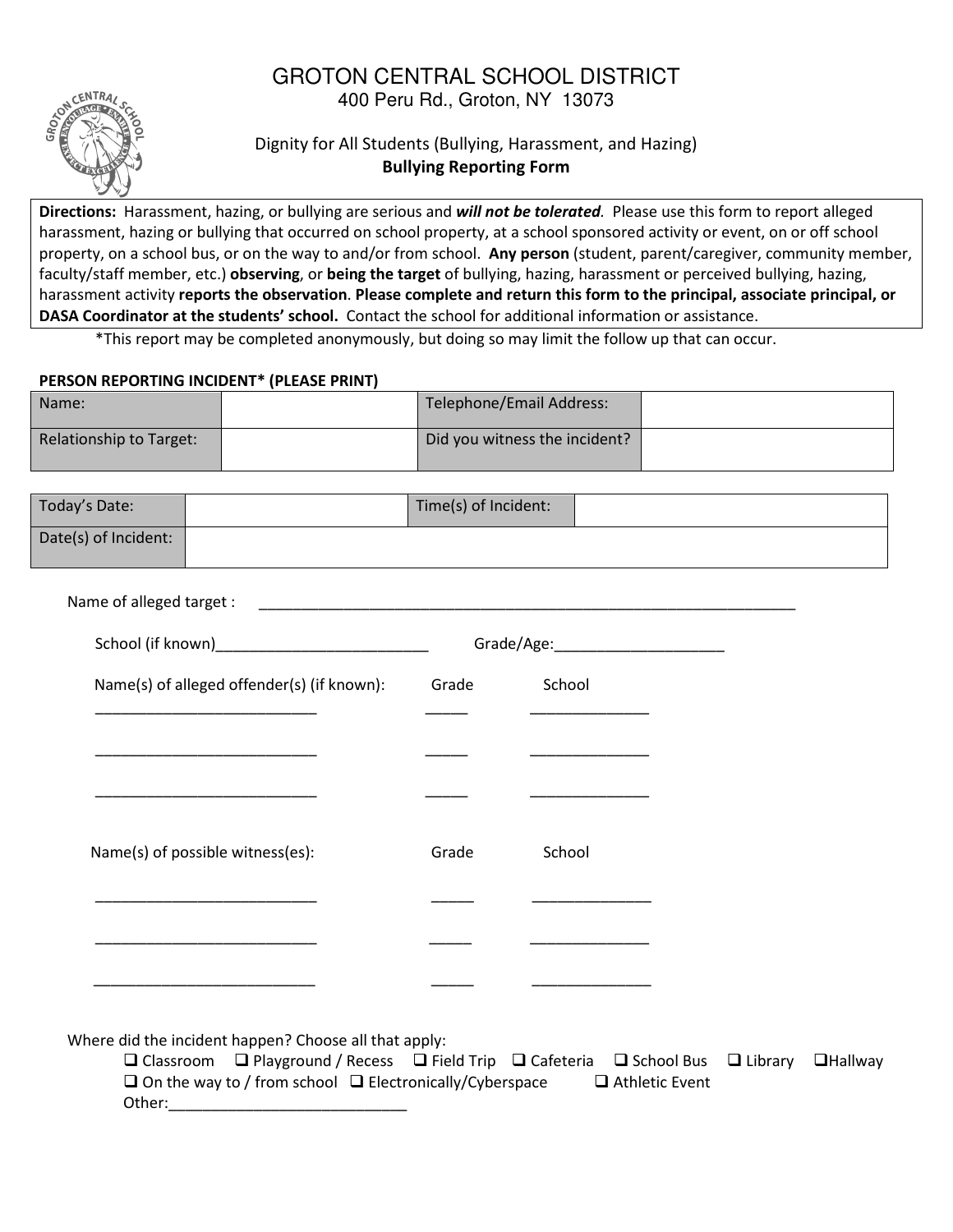# GROTON CENTRAL SCHOOL DISTRICT

400 Peru Rd., Groton, NY 13073

Dignity for All Students (Bullying, Harassment, and Hazing)

**Bullying Reporting Form**

**Directions:** Harassment, hazing, or bullying are serious and ***will not be tolerated***. Please use this form to report alleged harassment, hazing or bullying that occurred on school property, at a school sponsored activity or event, on or off school property, on a school bus, or on the way to and/or from school. **Any person** (student, parent/caregiver, community member, faculty/staff member, etc.) **observing**, or **being the target** of bullying, hazing, harassment or perceived bullying, hazing, harassment activity **reports the observation**. **Please complete and return this form to the principal, associate principal, or DASA Coordinator at the students' school.** Contact the school for additional information or assistance.

*This report may be completed anonymously, but doing so may limit the follow up that can occur.

**PERSON REPORTING INCIDENT* (PLEASE PRINT)**

| Name: | | Telephone/Email Address: | |
|---|---|---|---|
| Relationship to Target: | | Did you witness the incident? | |

| Today's Date: | | Time(s) of Incident: | |
|---|---|---|---|
| Date(s) of Incident: | | | |

Name of alleged target : ____________________________________________________________________

School (if known)__________________________ Grade/Age:____________________

Name(s) of alleged offender(s) (if known): Grade School

___________________________ _____ ______________

___________________________ _____ ______________

___________________________ _____ ______________

Name(s) of possible witness(es): Grade School

___________________________ _____ ______________

___________________________ _____ ______________

___________________________ _____ ______________

Where did the incident happen? Choose all that apply:

❑ Classroom ❑ Playground / Recess ❑ Field Trip ❑ Cafeteria ❑ School Bus ❑ Library ❑ Hallway
❑ On the way to / from school ❑ Electronically/Cyberspace ❑ Athletic Event
Other:_____________________________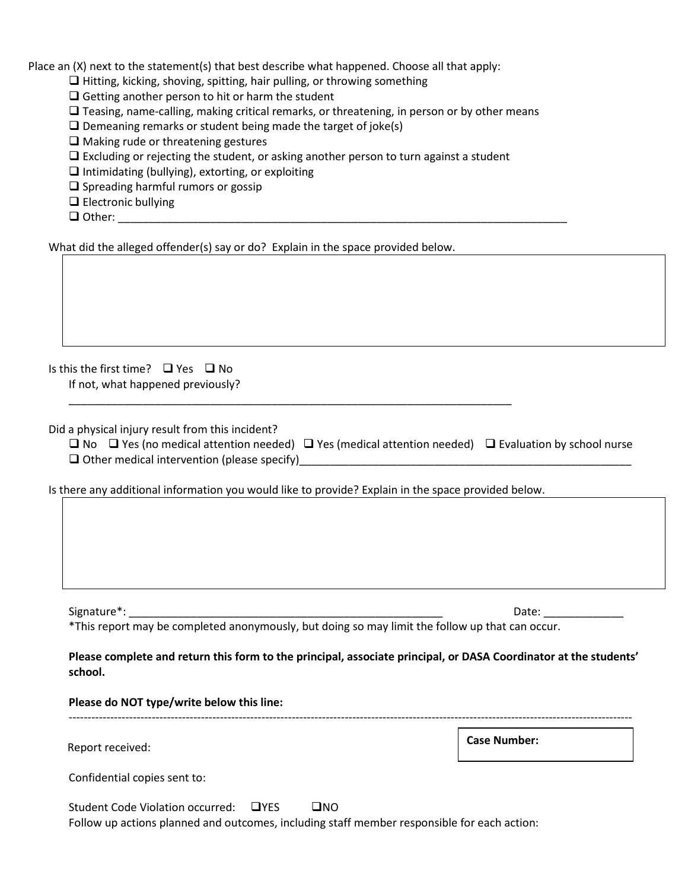Place an (X) next to the statement(s) that best describe what happened. Choose all that apply:

- ❑ Hitting, kicking, shoving, spitting, hair pulling, or throwing something
- ❑ Getting another person to hit or harm the student
- ❑ Teasing, name-calling, making critical remarks, or threatening, in person or by other means
- ❑ Demeaning remarks or student being made the target of joke(s)
- ❑ Making rude or threatening gestures
- ❑ Excluding or rejecting the student, or asking another person to turn against a student
- ❑ Intimidating (bullying), extorting, or exploiting
- ❑ Spreading harmful rumors or gossip
- ❑ Electronic bullying
- ❑ Other: ___________________________________________________________________________

What did the alleged offender(s) say or do? Explain in the space provided below.

| |
|---|
| |

Is this the first time? ❑ Yes ❑ No

If not, what happened previously?

___________________________________________________________________________

Did a physical injury result from this incident?

❑ No ❑ Yes (no medical attention needed) ❑ Yes (medical attention needed) ❑ Evaluation by school nurse

❑ Other medical intervention (please specify)_______________________________________________________

Is there any additional information you would like to provide? Explain in the space provided below.

| |
|---|
| |

Signature*: _____________________________________________________ Date: _____________

*This report may be completed anonymously, but doing so may limit the follow up that can occur.

**Please complete and return this form to the principal, associate principal, or DASA Coordinator at the students' school.**

**Please do NOT type/write below this line:**

---

Report received:

**Case Number:**

Confidential copies sent to:

Student Code Violation occurred: ❑YES ❑NO

Follow up actions planned and outcomes, including staff member responsible for each action: